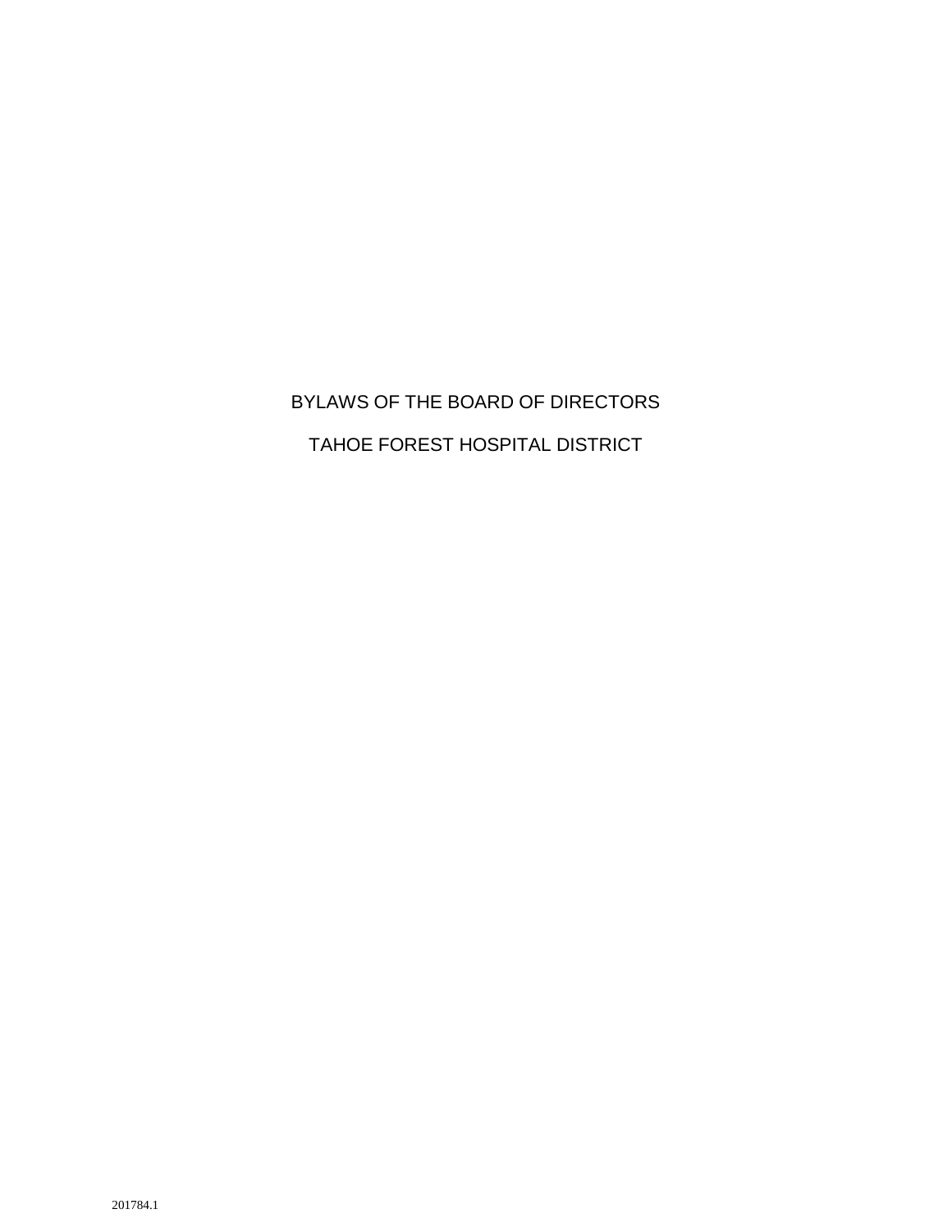# BYLAWS OF THE BOARD OF DIRECTORS

# TAHOE FOREST HOSPITAL DISTRICT

201784.1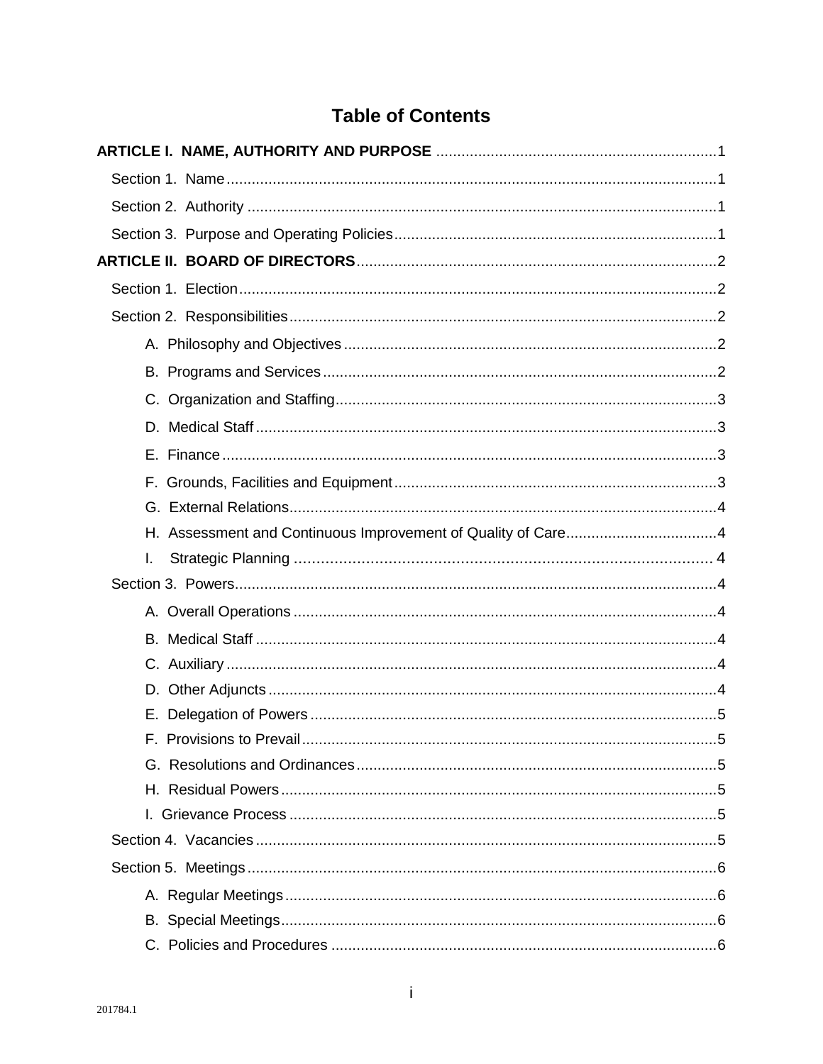# Table of Contents

**ARTICLE I. NAME, AUTHORITY AND PURPOSE** .......... 1

- Section 1. Name .......... 1
- Section 2. Authority .......... 1
- Section 3. Purpose and Operating Policies .......... 1

**ARTICLE II. BOARD OF DIRECTORS** .......... 2

- Section 1. Election .......... 2
- Section 2. Responsibilities .......... 2
  - A. Philosophy and Objectives .......... 2
  - B. Programs and Services .......... 2
  - C. Organization and Staffing .......... 3
  - D. Medical Staff .......... 3
  - E. Finance .......... 3
  - F. Grounds, Facilities and Equipment .......... 3
  - G. External Relations .......... 4
  - H. Assessment and Continuous Improvement of Quality of Care .......... 4
  - I. Strategic Planning .......... 4
- Section 3. Powers .......... 4
  - A. Overall Operations .......... 4
  - B. Medical Staff .......... 4
  - C. Auxiliary .......... 4
  - D. Other Adjuncts .......... 4
  - E. Delegation of Powers .......... 5
  - F. Provisions to Prevail .......... 5
  - G. Resolutions and Ordinances .......... 5
  - H. Residual Powers .......... 5
  - I. Grievance Process .......... 5
- Section 4. Vacancies .......... 5
- Section 5. Meetings .......... 6
  - A. Regular Meetings .......... 6
  - B. Special Meetings .......... 6
  - C. Policies and Procedures .......... 6

201784.1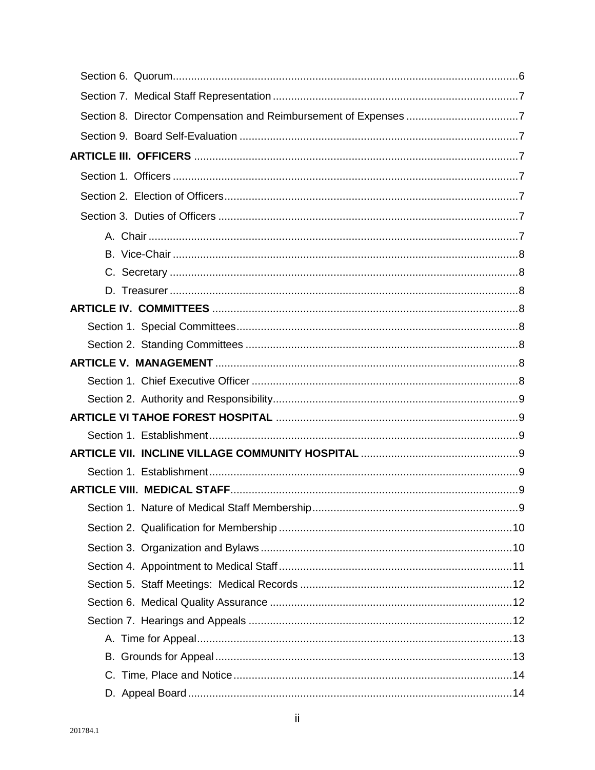Section 6. Quorum....................................................................................................................6

Section 7. Medical Staff Representation ..................................................................................7

Section 8. Director Compensation and Reimbursement of Expenses .....................................7

Section 9. Board Self-Evaluation ............................................................................................7

**ARTICLE III. OFFICERS** ............................................................................................................7

Section 1. Officers ...................................................................................................................7

Section 2. Election of Officers.................................................................................................7

Section 3. Duties of Officers ....................................................................................................7

A. Chair ...........................................................................................................................7

B. Vice-Chair ...................................................................................................................8

C. Secretary .....................................................................................................................8

D. Treasurer .....................................................................................................................8

**ARTICLE IV. COMMITTEES** .......................................................................................................8

Section 1. Special Committees.............................................................................................8

Section 2. Standing Committees ..........................................................................................8

**ARTICLE V. MANAGEMENT** .......................................................................................................8

Section 1. Chief Executive Officer ........................................................................................8

Section 2. Authority and Responsibility..................................................................................9

**ARTICLE VI TAHOE FOREST HOSPITAL** ...............................................................................9

Section 1. Establishment........................................................................................................9

**ARTICLE VII. INCLINE VILLAGE COMMUNITY HOSPITAL** ....................................................9

Section 1. Establishment........................................................................................................9

**ARTICLE VIII. MEDICAL STAFF**...............................................................................................9

Section 1. Nature of Medical Staff Membership....................................................................9

Section 2. Qualification for Membership ..............................................................................10

Section 3. Organization and Bylaws ....................................................................................10

Section 4. Appointment to Medical Staff ..............................................................................11

Section 5. Staff Meetings: Medical Records .......................................................................12

Section 6. Medical Quality Assurance .................................................................................12

Section 7. Hearings and Appeals ........................................................................................12

A. Time for Appeal.........................................................................................................13

B. Grounds for Appeal ...................................................................................................13

C. Time, Place and Notice .............................................................................................14

D. Appeal Board ............................................................................................................14

201784.1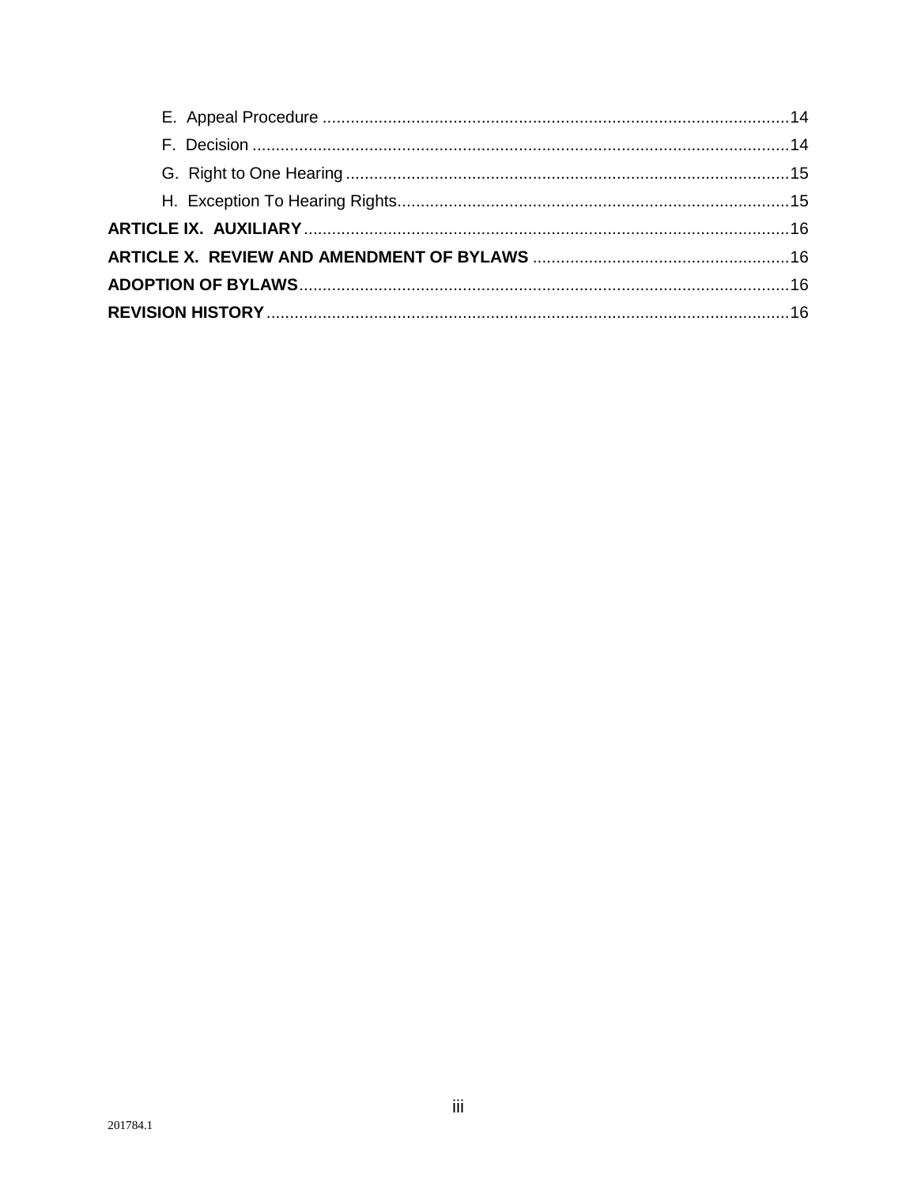E. Appeal Procedure ....................................................................................................14

F. Decision ..................................................................................................................14

G. Right to One Hearing ...............................................................................................15

H. Exception To Hearing Rights....................................................................................15

**ARTICLE IX. AUXILIARY**........................................................................................................16

**ARTICLE X. REVIEW AND AMENDMENT OF BYLAWS** .......................................................16

**ADOPTION OF BYLAWS**.........................................................................................................16

**REVISION HISTORY**................................................................................................................16

201784.1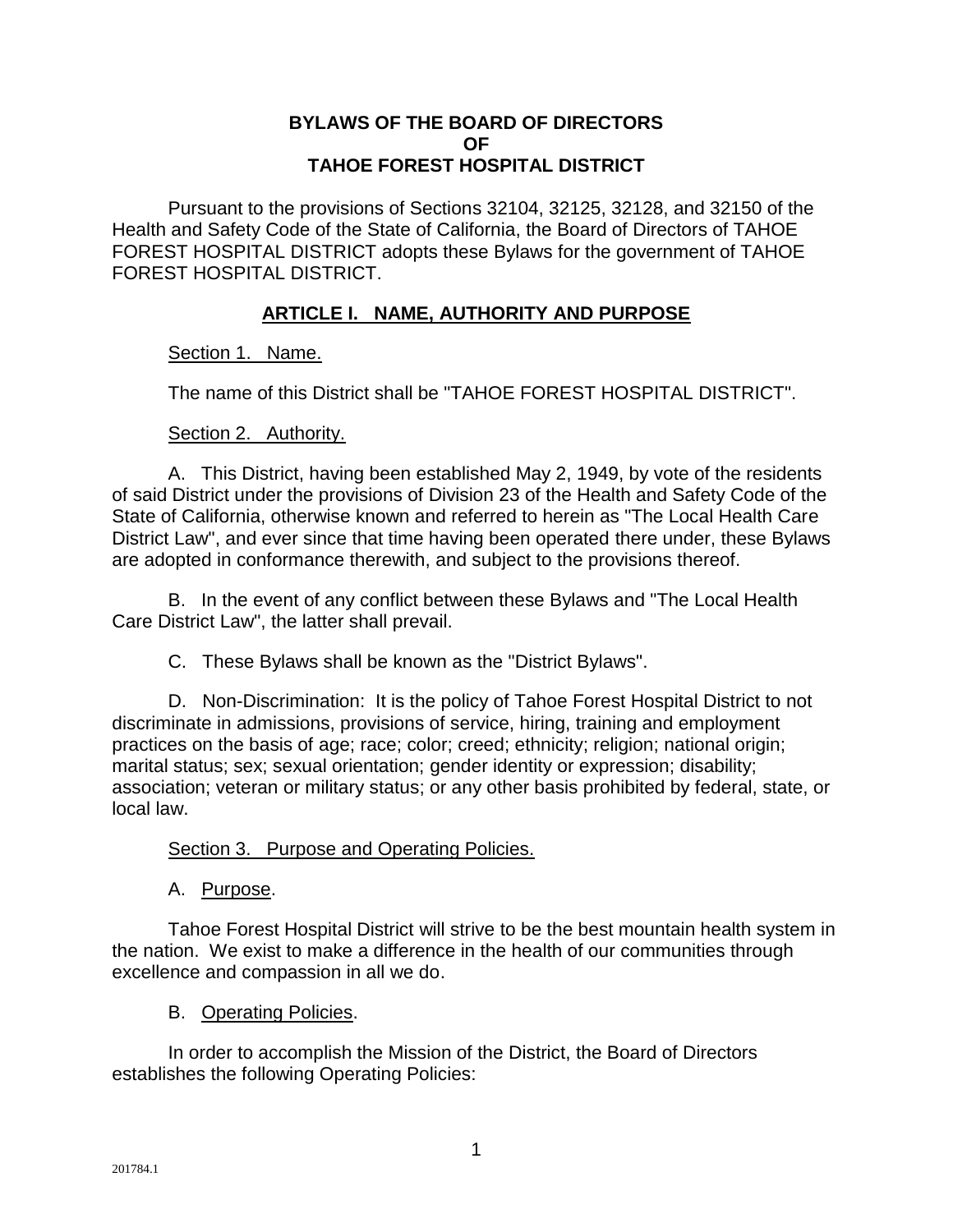**BYLAWS OF THE BOARD OF DIRECTORS**
**OF**
**TAHOE FOREST HOSPITAL DISTRICT**

Pursuant to the provisions of Sections 32104, 32125, 32128, and 32150 of the Health and Safety Code of the State of California, the Board of Directors of TAHOE FOREST HOSPITAL DISTRICT adopts these Bylaws for the government of TAHOE FOREST HOSPITAL DISTRICT.

## ARTICLE I. NAME, AUTHORITY AND PURPOSE

Section 1. Name.

The name of this District shall be "TAHOE FOREST HOSPITAL DISTRICT".

Section 2. Authority.

A. This District, having been established May 2, 1949, by vote of the residents of said District under the provisions of Division 23 of the Health and Safety Code of the State of California, otherwise known and referred to herein as "The Local Health Care District Law", and ever since that time having been operated there under, these Bylaws are adopted in conformance therewith, and subject to the provisions thereof.

B. In the event of any conflict between these Bylaws and "The Local Health Care District Law", the latter shall prevail.

C. These Bylaws shall be known as the "District Bylaws".

D. Non-Discrimination: It is the policy of Tahoe Forest Hospital District to not discriminate in admissions, provisions of service, hiring, training and employment practices on the basis of age; race; color; creed; ethnicity; religion; national origin; marital status; sex; sexual orientation; gender identity or expression; disability; association; veteran or military status; or any other basis prohibited by federal, state, or local law.

Section 3. Purpose and Operating Policies.

A. Purpose.

Tahoe Forest Hospital District will strive to be the best mountain health system in the nation. We exist to make a difference in the health of our communities through excellence and compassion in all we do.

B. Operating Policies.

In order to accomplish the Mission of the District, the Board of Directors establishes the following Operating Policies: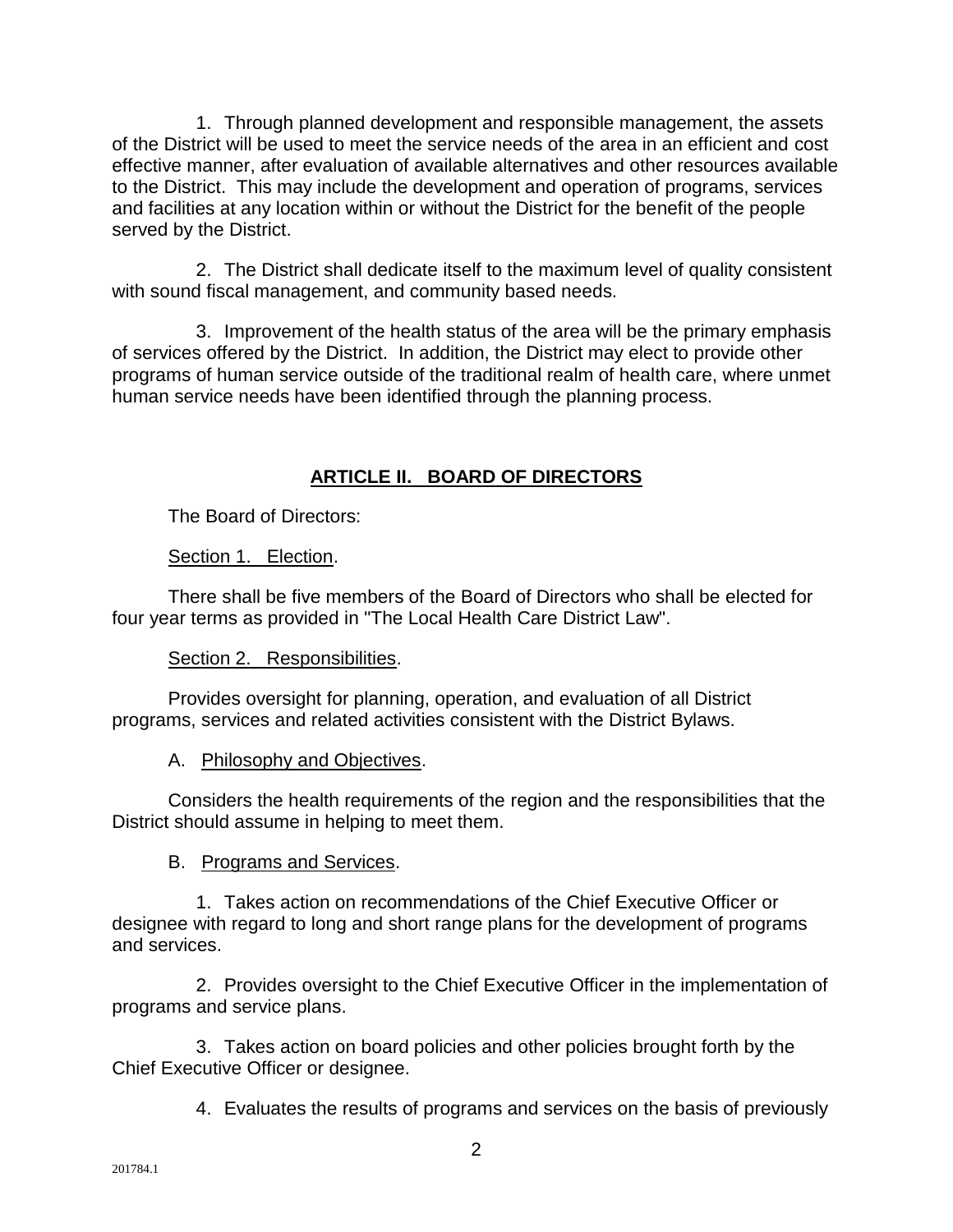1. Through planned development and responsible management, the assets of the District will be used to meet the service needs of the area in an efficient and cost effective manner, after evaluation of available alternatives and other resources available to the District. This may include the development and operation of programs, services and facilities at any location within or without the District for the benefit of the people served by the District.

2. The District shall dedicate itself to the maximum level of quality consistent with sound fiscal management, and community based needs.

3. Improvement of the health status of the area will be the primary emphasis of services offered by the District. In addition, the District may elect to provide other programs of human service outside of the traditional realm of health care, where unmet human service needs have been identified through the planning process.

## ARTICLE II. BOARD OF DIRECTORS

The Board of Directors:

Section 1. Election.

There shall be five members of the Board of Directors who shall be elected for four year terms as provided in "The Local Health Care District Law".

Section 2. Responsibilities.

Provides oversight for planning, operation, and evaluation of all District programs, services and related activities consistent with the District Bylaws.

A. Philosophy and Objectives.

Considers the health requirements of the region and the responsibilities that the District should assume in helping to meet them.

B. Programs and Services.

1. Takes action on recommendations of the Chief Executive Officer or designee with regard to long and short range plans for the development of programs and services.

2. Provides oversight to the Chief Executive Officer in the implementation of programs and service plans.

3. Takes action on board policies and other policies brought forth by the Chief Executive Officer or designee.

4. Evaluates the results of programs and services on the basis of previously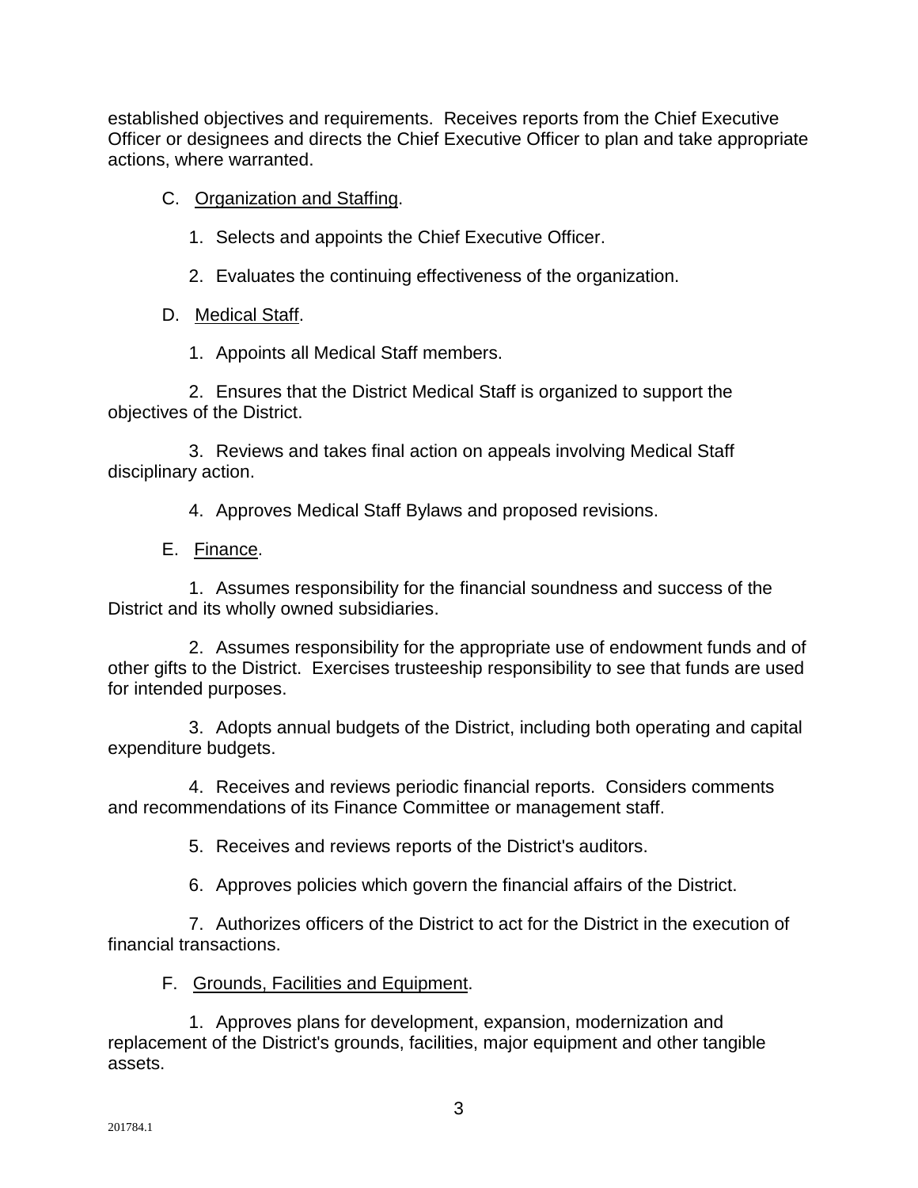established objectives and requirements. Receives reports from the Chief Executive Officer or designees and directs the Chief Executive Officer to plan and take appropriate actions, where warranted.

C. Organization and Staffing.

1. Selects and appoints the Chief Executive Officer.

2. Evaluates the continuing effectiveness of the organization.

D. Medical Staff.

1. Appoints all Medical Staff members.

2. Ensures that the District Medical Staff is organized to support the objectives of the District.

3. Reviews and takes final action on appeals involving Medical Staff disciplinary action.

4. Approves Medical Staff Bylaws and proposed revisions.

E. Finance.

1. Assumes responsibility for the financial soundness and success of the District and its wholly owned subsidiaries.

2. Assumes responsibility for the appropriate use of endowment funds and of other gifts to the District. Exercises trusteeship responsibility to see that funds are used for intended purposes.

3. Adopts annual budgets of the District, including both operating and capital expenditure budgets.

4. Receives and reviews periodic financial reports. Considers comments and recommendations of its Finance Committee or management staff.

5. Receives and reviews reports of the District's auditors.

6. Approves policies which govern the financial affairs of the District.

7. Authorizes officers of the District to act for the District in the execution of financial transactions.

F. Grounds, Facilities and Equipment.

1. Approves plans for development, expansion, modernization and replacement of the District's grounds, facilities, major equipment and other tangible assets.

201784.1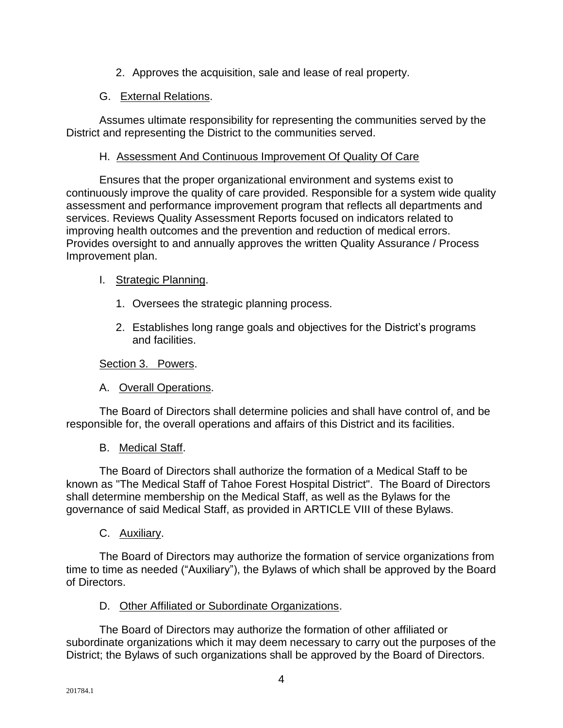2. Approves the acquisition, sale and lease of real property.

G. External Relations.

Assumes ultimate responsibility for representing the communities served by the District and representing the District to the communities served.

H. Assessment And Continuous Improvement Of Quality Of Care

Ensures that the proper organizational environment and systems exist to continuously improve the quality of care provided. Responsible for a system wide quality assessment and performance improvement program that reflects all departments and services. Reviews Quality Assessment Reports focused on indicators related to improving health outcomes and the prevention and reduction of medical errors. Provides oversight to and annually approves the written Quality Assurance / Process Improvement plan.

I. Strategic Planning.

1. Oversees the strategic planning process.
2. Establishes long range goals and objectives for the District's programs and facilities.

Section 3. Powers.

A. Overall Operations.

The Board of Directors shall determine policies and shall have control of, and be responsible for, the overall operations and affairs of this District and its facilities.

B. Medical Staff.

The Board of Directors shall authorize the formation of a Medical Staff to be known as "The Medical Staff of Tahoe Forest Hospital District". The Board of Directors shall determine membership on the Medical Staff, as well as the Bylaws for the governance of said Medical Staff, as provided in ARTICLE VIII of these Bylaws.

C. Auxiliary.

The Board of Directors may authorize the formation of service organizations from time to time as needed ("Auxiliary"), the Bylaws of which shall be approved by the Board of Directors.

D. Other Affiliated or Subordinate Organizations.

The Board of Directors may authorize the formation of other affiliated or subordinate organizations which it may deem necessary to carry out the purposes of the District; the Bylaws of such organizations shall be approved by the Board of Directors.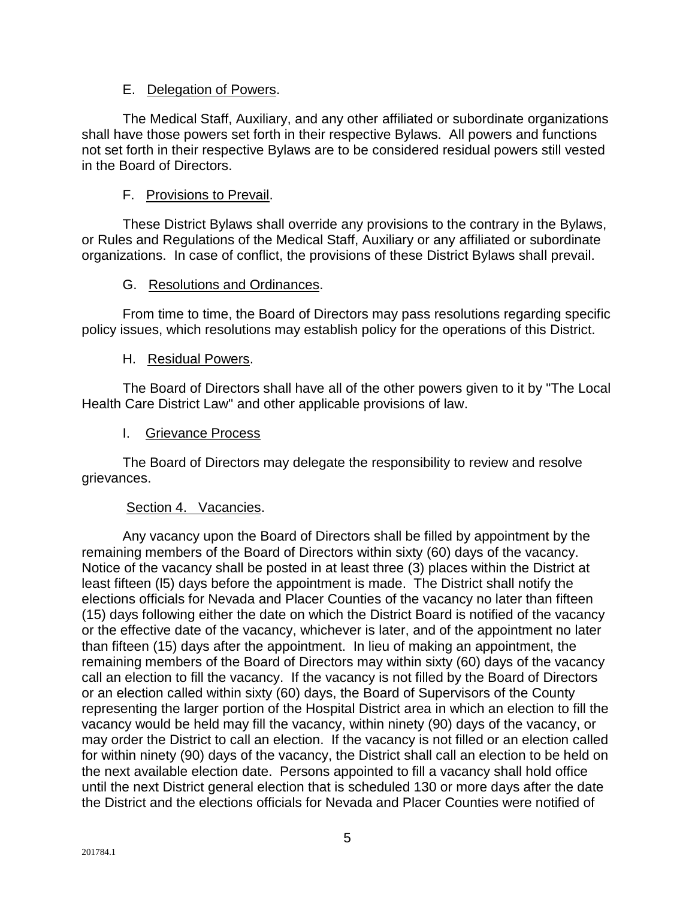E. Delegation of Powers.

The Medical Staff, Auxiliary, and any other affiliated or subordinate organizations shall have those powers set forth in their respective Bylaws. All powers and functions not set forth in their respective Bylaws are to be considered residual powers still vested in the Board of Directors.

F. Provisions to Prevail.

These District Bylaws shall override any provisions to the contrary in the Bylaws, or Rules and Regulations of the Medical Staff, Auxiliary or any affiliated or subordinate organizations. In case of conflict, the provisions of these District Bylaws shall prevail.

G. Resolutions and Ordinances.

From time to time, the Board of Directors may pass resolutions regarding specific policy issues, which resolutions may establish policy for the operations of this District.

H. Residual Powers.

The Board of Directors shall have all of the other powers given to it by "The Local Health Care District Law" and other applicable provisions of law.

I. Grievance Process

The Board of Directors may delegate the responsibility to review and resolve grievances.

Section 4. Vacancies.

Any vacancy upon the Board of Directors shall be filled by appointment by the remaining members of the Board of Directors within sixty (60) days of the vacancy. Notice of the vacancy shall be posted in at least three (3) places within the District at least fifteen (l5) days before the appointment is made. The District shall notify the elections officials for Nevada and Placer Counties of the vacancy no later than fifteen (15) days following either the date on which the District Board is notified of the vacancy or the effective date of the vacancy, whichever is later, and of the appointment no later than fifteen (15) days after the appointment. In lieu of making an appointment, the remaining members of the Board of Directors may within sixty (60) days of the vacancy call an election to fill the vacancy. If the vacancy is not filled by the Board of Directors or an election called within sixty (60) days, the Board of Supervisors of the County representing the larger portion of the Hospital District area in which an election to fill the vacancy would be held may fill the vacancy, within ninety (90) days of the vacancy, or may order the District to call an election. If the vacancy is not filled or an election called for within ninety (90) days of the vacancy, the District shall call an election to be held on the next available election date. Persons appointed to fill a vacancy shall hold office until the next District general election that is scheduled 130 or more days after the date the District and the elections officials for Nevada and Placer Counties were notified of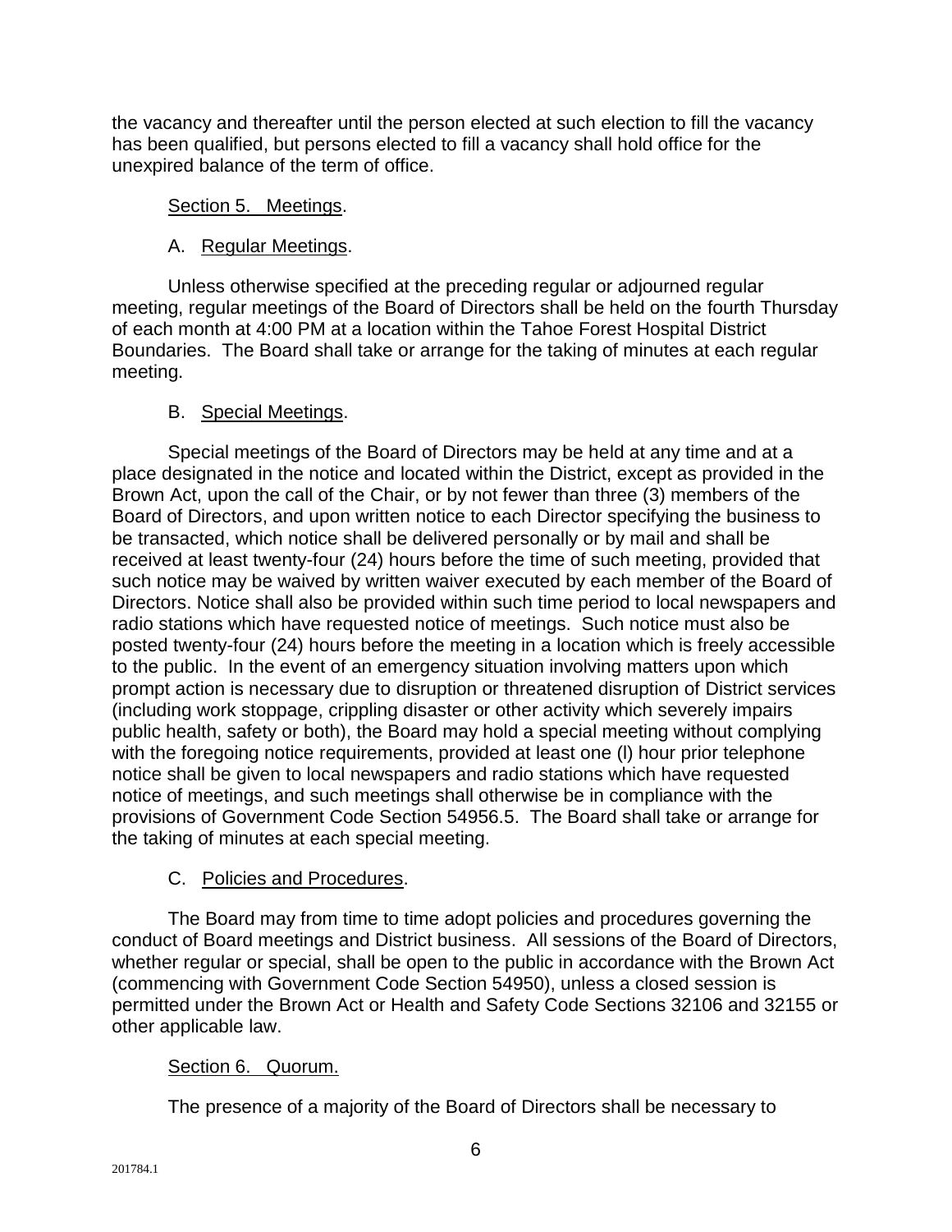the vacancy and thereafter until the person elected at such election to fill the vacancy has been qualified, but persons elected to fill a vacancy shall hold office for the unexpired balance of the term of office.

Section 5. Meetings.

A. Regular Meetings.

Unless otherwise specified at the preceding regular or adjourned regular meeting, regular meetings of the Board of Directors shall be held on the fourth Thursday of each month at 4:00 PM at a location within the Tahoe Forest Hospital District Boundaries. The Board shall take or arrange for the taking of minutes at each regular meeting.

B. Special Meetings.

Special meetings of the Board of Directors may be held at any time and at a place designated in the notice and located within the District, except as provided in the Brown Act, upon the call of the Chair, or by not fewer than three (3) members of the Board of Directors, and upon written notice to each Director specifying the business to be transacted, which notice shall be delivered personally or by mail and shall be received at least twenty-four (24) hours before the time of such meeting, provided that such notice may be waived by written waiver executed by each member of the Board of Directors. Notice shall also be provided within such time period to local newspapers and radio stations which have requested notice of meetings. Such notice must also be posted twenty-four (24) hours before the meeting in a location which is freely accessible to the public. In the event of an emergency situation involving matters upon which prompt action is necessary due to disruption or threatened disruption of District services (including work stoppage, crippling disaster or other activity which severely impairs public health, safety or both), the Board may hold a special meeting without complying with the foregoing notice requirements, provided at least one (l) hour prior telephone notice shall be given to local newspapers and radio stations which have requested notice of meetings, and such meetings shall otherwise be in compliance with the provisions of Government Code Section 54956.5. The Board shall take or arrange for the taking of minutes at each special meeting.

C. Policies and Procedures.

The Board may from time to time adopt policies and procedures governing the conduct of Board meetings and District business. All sessions of the Board of Directors, whether regular or special, shall be open to the public in accordance with the Brown Act (commencing with Government Code Section 54950), unless a closed session is permitted under the Brown Act or Health and Safety Code Sections 32106 and 32155 or other applicable law.

Section 6. Quorum.

The presence of a majority of the Board of Directors shall be necessary to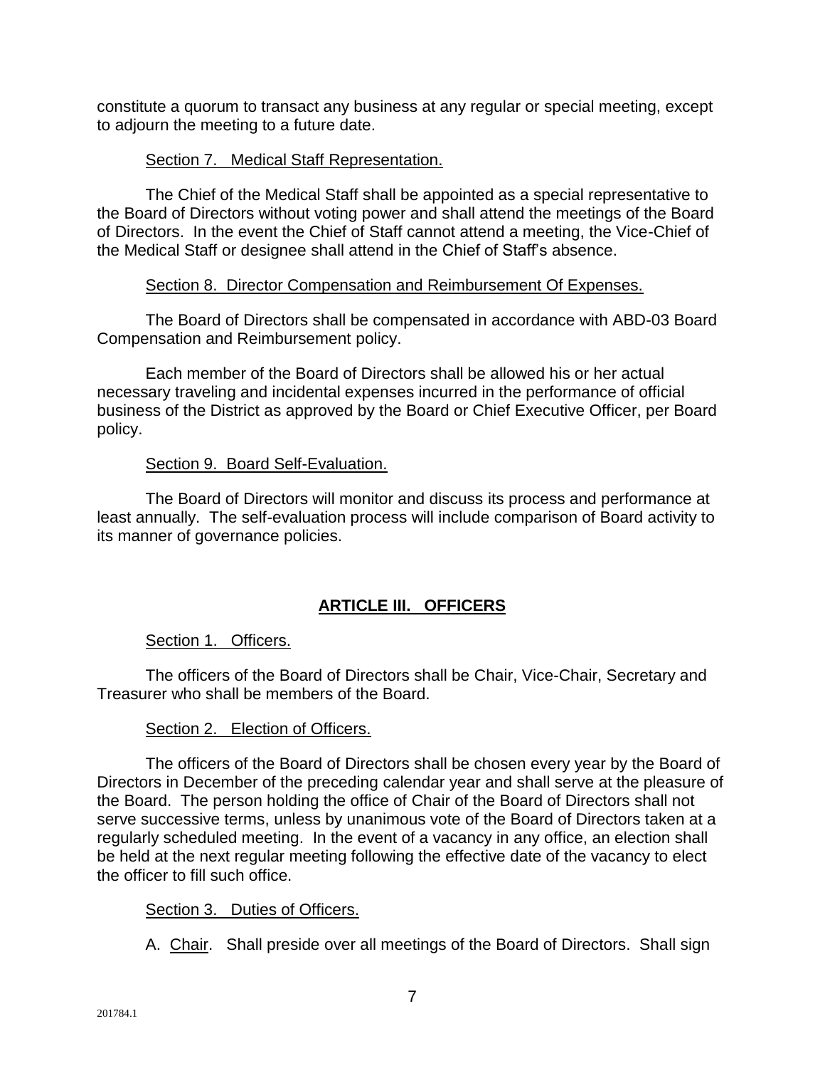constitute a quorum to transact any business at any regular or special meeting, except to adjourn the meeting to a future date.

Section 7. Medical Staff Representation.

The Chief of the Medical Staff shall be appointed as a special representative to the Board of Directors without voting power and shall attend the meetings of the Board of Directors. In the event the Chief of Staff cannot attend a meeting, the Vice-Chief of the Medical Staff or designee shall attend in the Chief of Staff's absence.

Section 8. Director Compensation and Reimbursement Of Expenses.

The Board of Directors shall be compensated in accordance with ABD-03 Board Compensation and Reimbursement policy.

Each member of the Board of Directors shall be allowed his or her actual necessary traveling and incidental expenses incurred in the performance of official business of the District as approved by the Board or Chief Executive Officer, per Board policy.

Section 9. Board Self-Evaluation.

The Board of Directors will monitor and discuss its process and performance at least annually. The self-evaluation process will include comparison of Board activity to its manner of governance policies.

## ARTICLE III. OFFICERS

Section 1. Officers.

The officers of the Board of Directors shall be Chair, Vice-Chair, Secretary and Treasurer who shall be members of the Board.

Section 2. Election of Officers.

The officers of the Board of Directors shall be chosen every year by the Board of Directors in December of the preceding calendar year and shall serve at the pleasure of the Board. The person holding the office of Chair of the Board of Directors shall not serve successive terms, unless by unanimous vote of the Board of Directors taken at a regularly scheduled meeting. In the event of a vacancy in any office, an election shall be held at the next regular meeting following the effective date of the vacancy to elect the officer to fill such office.

Section 3. Duties of Officers.

A. Chair. Shall preside over all meetings of the Board of Directors. Shall sign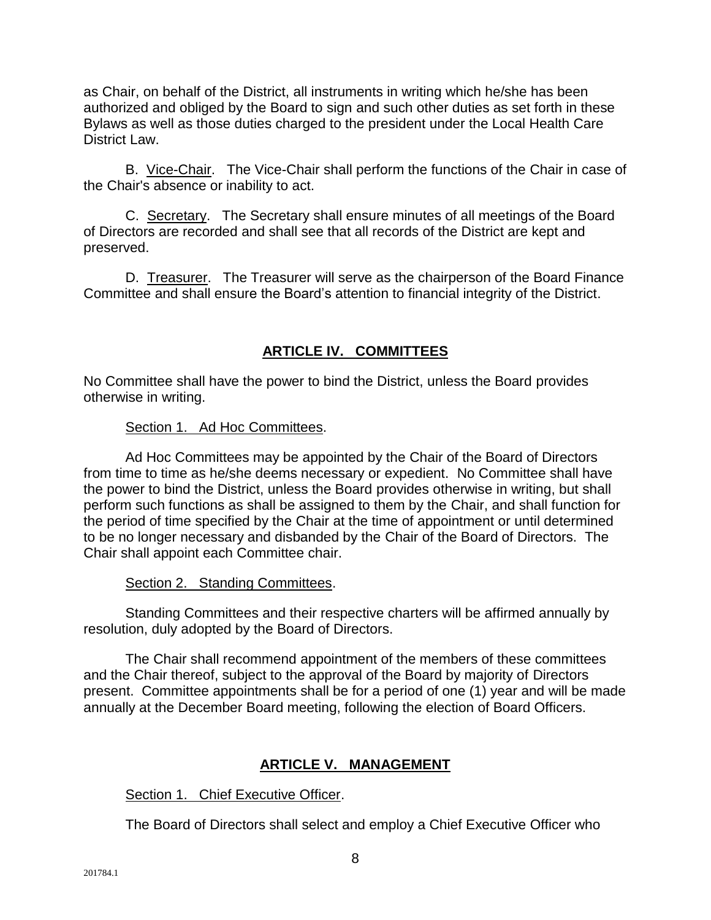as Chair, on behalf of the District, all instruments in writing which he/she has been authorized and obliged by the Board to sign and such other duties as set forth in these Bylaws as well as those duties charged to the president under the Local Health Care District Law.

B. Vice-Chair. The Vice-Chair shall perform the functions of the Chair in case of the Chair's absence or inability to act.

C. Secretary. The Secretary shall ensure minutes of all meetings of the Board of Directors are recorded and shall see that all records of the District are kept and preserved.

D. Treasurer. The Treasurer will serve as the chairperson of the Board Finance Committee and shall ensure the Board's attention to financial integrity of the District.

## ARTICLE IV. COMMITTEES

No Committee shall have the power to bind the District, unless the Board provides otherwise in writing.

Section 1. Ad Hoc Committees.

Ad Hoc Committees may be appointed by the Chair of the Board of Directors from time to time as he/she deems necessary or expedient. No Committee shall have the power to bind the District, unless the Board provides otherwise in writing, but shall perform such functions as shall be assigned to them by the Chair, and shall function for the period of time specified by the Chair at the time of appointment or until determined to be no longer necessary and disbanded by the Chair of the Board of Directors. The Chair shall appoint each Committee chair.

Section 2. Standing Committees.

Standing Committees and their respective charters will be affirmed annually by resolution, duly adopted by the Board of Directors.

The Chair shall recommend appointment of the members of these committees and the Chair thereof, subject to the approval of the Board by majority of Directors present. Committee appointments shall be for a period of one (1) year and will be made annually at the December Board meeting, following the election of Board Officers.

## ARTICLE V. MANAGEMENT

Section 1. Chief Executive Officer.

The Board of Directors shall select and employ a Chief Executive Officer who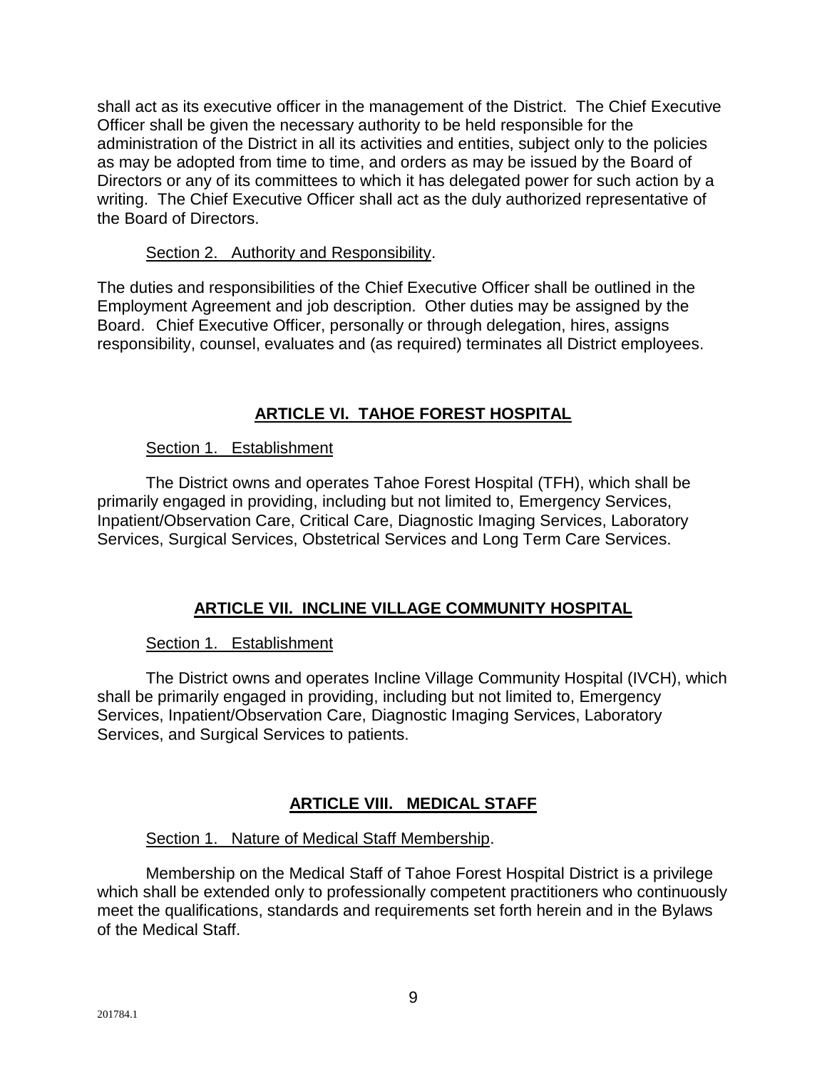shall act as its executive officer in the management of the District. The Chief Executive Officer shall be given the necessary authority to be held responsible for the administration of the District in all its activities and entities, subject only to the policies as may be adopted from time to time, and orders as may be issued by the Board of Directors or any of its committees to which it has delegated power for such action by a writing. The Chief Executive Officer shall act as the duly authorized representative of the Board of Directors.

Section 2. Authority and Responsibility.

The duties and responsibilities of the Chief Executive Officer shall be outlined in the Employment Agreement and job description. Other duties may be assigned by the Board. Chief Executive Officer, personally or through delegation, hires, assigns responsibility, counsel, evaluates and (as required) terminates all District employees.

## ARTICLE VI. TAHOE FOREST HOSPITAL

Section 1. Establishment

The District owns and operates Tahoe Forest Hospital (TFH), which shall be primarily engaged in providing, including but not limited to, Emergency Services, Inpatient/Observation Care, Critical Care, Diagnostic Imaging Services, Laboratory Services, Surgical Services, Obstetrical Services and Long Term Care Services.

## ARTICLE VII. INCLINE VILLAGE COMMUNITY HOSPITAL

Section 1. Establishment

The District owns and operates Incline Village Community Hospital (IVCH), which shall be primarily engaged in providing, including but not limited to, Emergency Services, Inpatient/Observation Care, Diagnostic Imaging Services, Laboratory Services, and Surgical Services to patients.

## ARTICLE VIII. MEDICAL STAFF

Section 1. Nature of Medical Staff Membership.

Membership on the Medical Staff of Tahoe Forest Hospital District is a privilege which shall be extended only to professionally competent practitioners who continuously meet the qualifications, standards and requirements set forth herein and in the Bylaws of the Medical Staff.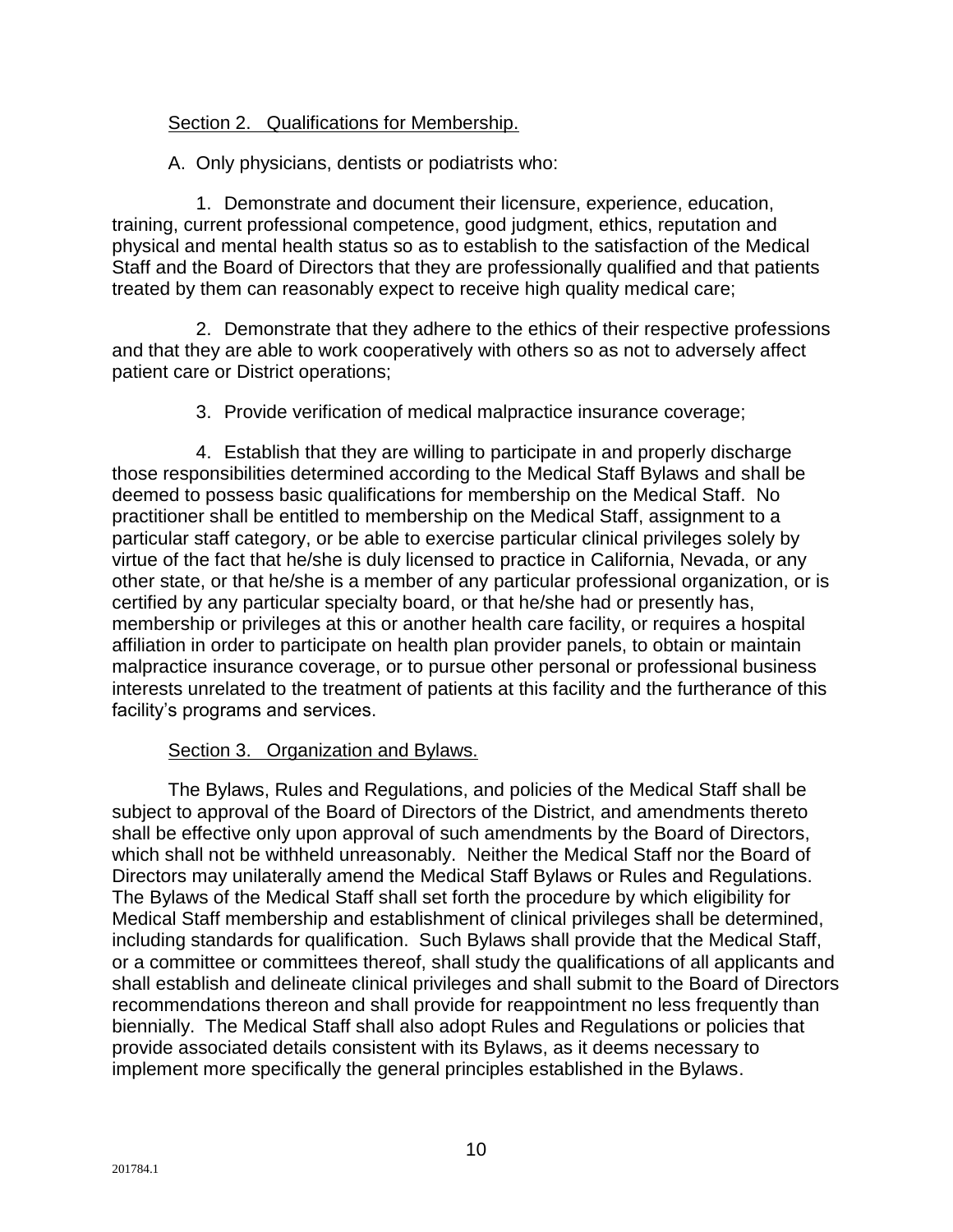Section 2. Qualifications for Membership.

A. Only physicians, dentists or podiatrists who:

1. Demonstrate and document their licensure, experience, education, training, current professional competence, good judgment, ethics, reputation and physical and mental health status so as to establish to the satisfaction of the Medical Staff and the Board of Directors that they are professionally qualified and that patients treated by them can reasonably expect to receive high quality medical care;

2. Demonstrate that they adhere to the ethics of their respective professions and that they are able to work cooperatively with others so as not to adversely affect patient care or District operations;

3. Provide verification of medical malpractice insurance coverage;

4. Establish that they are willing to participate in and properly discharge those responsibilities determined according to the Medical Staff Bylaws and shall be deemed to possess basic qualifications for membership on the Medical Staff. No practitioner shall be entitled to membership on the Medical Staff, assignment to a particular staff category, or be able to exercise particular clinical privileges solely by virtue of the fact that he/she is duly licensed to practice in California, Nevada, or any other state, or that he/she is a member of any particular professional organization, or is certified by any particular specialty board, or that he/she had or presently has, membership or privileges at this or another health care facility, or requires a hospital affiliation in order to participate on health plan provider panels, to obtain or maintain malpractice insurance coverage, or to pursue other personal or professional business interests unrelated to the treatment of patients at this facility and the furtherance of this facility's programs and services.

Section 3. Organization and Bylaws.

The Bylaws, Rules and Regulations, and policies of the Medical Staff shall be subject to approval of the Board of Directors of the District, and amendments thereto shall be effective only upon approval of such amendments by the Board of Directors, which shall not be withheld unreasonably. Neither the Medical Staff nor the Board of Directors may unilaterally amend the Medical Staff Bylaws or Rules and Regulations. The Bylaws of the Medical Staff shall set forth the procedure by which eligibility for Medical Staff membership and establishment of clinical privileges shall be determined, including standards for qualification. Such Bylaws shall provide that the Medical Staff, or a committee or committees thereof, shall study the qualifications of all applicants and shall establish and delineate clinical privileges and shall submit to the Board of Directors recommendations thereon and shall provide for reappointment no less frequently than biennially. The Medical Staff shall also adopt Rules and Regulations or policies that provide associated details consistent with its Bylaws, as it deems necessary to implement more specifically the general principles established in the Bylaws.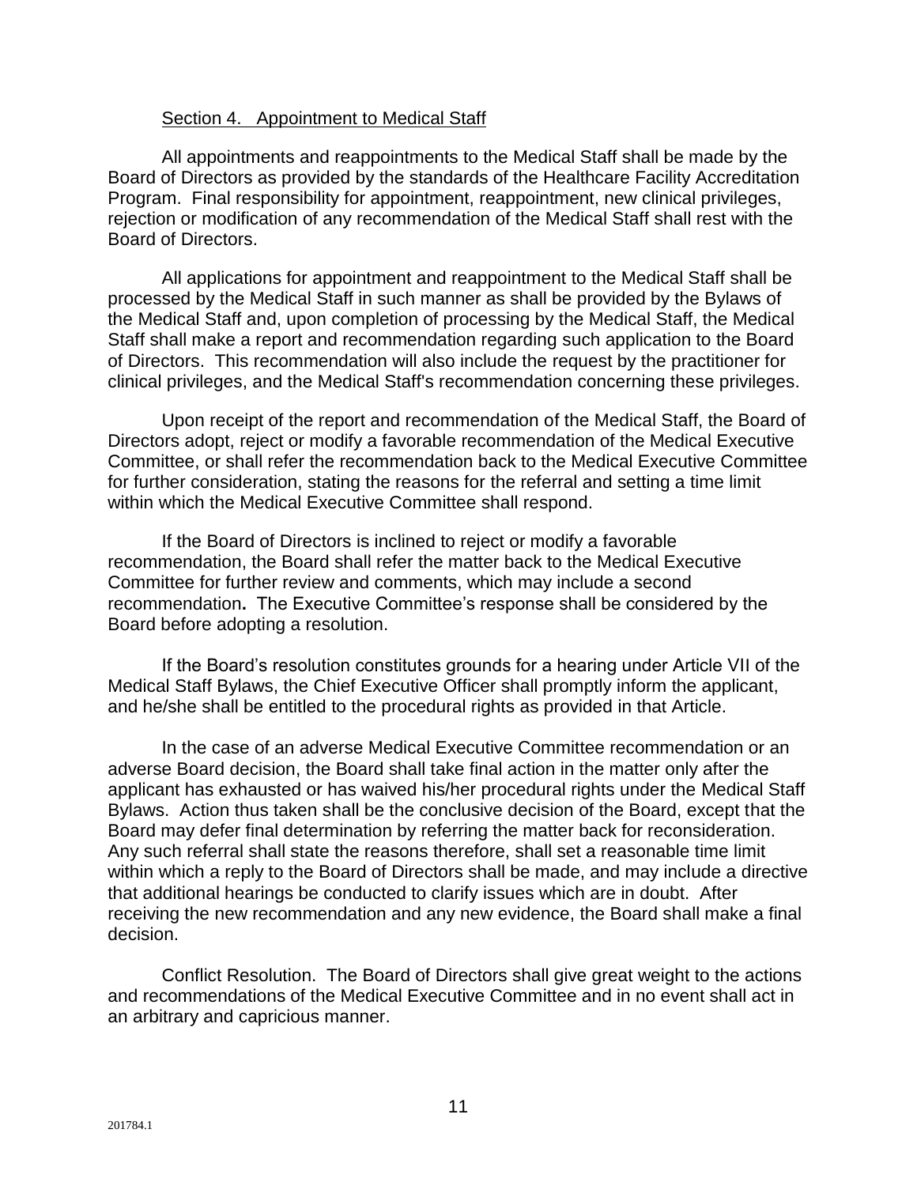Section 4. Appointment to Medical Staff

All appointments and reappointments to the Medical Staff shall be made by the Board of Directors as provided by the standards of the Healthcare Facility Accreditation Program. Final responsibility for appointment, reappointment, new clinical privileges, rejection or modification of any recommendation of the Medical Staff shall rest with the Board of Directors.

All applications for appointment and reappointment to the Medical Staff shall be processed by the Medical Staff in such manner as shall be provided by the Bylaws of the Medical Staff and, upon completion of processing by the Medical Staff, the Medical Staff shall make a report and recommendation regarding such application to the Board of Directors. This recommendation will also include the request by the practitioner for clinical privileges, and the Medical Staff's recommendation concerning these privileges.

Upon receipt of the report and recommendation of the Medical Staff, the Board of Directors adopt, reject or modify a favorable recommendation of the Medical Executive Committee, or shall refer the recommendation back to the Medical Executive Committee for further consideration, stating the reasons for the referral and setting a time limit within which the Medical Executive Committee shall respond.

If the Board of Directors is inclined to reject or modify a favorable recommendation, the Board shall refer the matter back to the Medical Executive Committee for further review and comments, which may include a second recommendation. The Executive Committee's response shall be considered by the Board before adopting a resolution.

If the Board's resolution constitutes grounds for a hearing under Article VII of the Medical Staff Bylaws, the Chief Executive Officer shall promptly inform the applicant, and he/she shall be entitled to the procedural rights as provided in that Article.

In the case of an adverse Medical Executive Committee recommendation or an adverse Board decision, the Board shall take final action in the matter only after the applicant has exhausted or has waived his/her procedural rights under the Medical Staff Bylaws. Action thus taken shall be the conclusive decision of the Board, except that the Board may defer final determination by referring the matter back for reconsideration. Any such referral shall state the reasons therefore, shall set a reasonable time limit within which a reply to the Board of Directors shall be made, and may include a directive that additional hearings be conducted to clarify issues which are in doubt. After receiving the new recommendation and any new evidence, the Board shall make a final decision.

Conflict Resolution. The Board of Directors shall give great weight to the actions and recommendations of the Medical Executive Committee and in no event shall act in an arbitrary and capricious manner.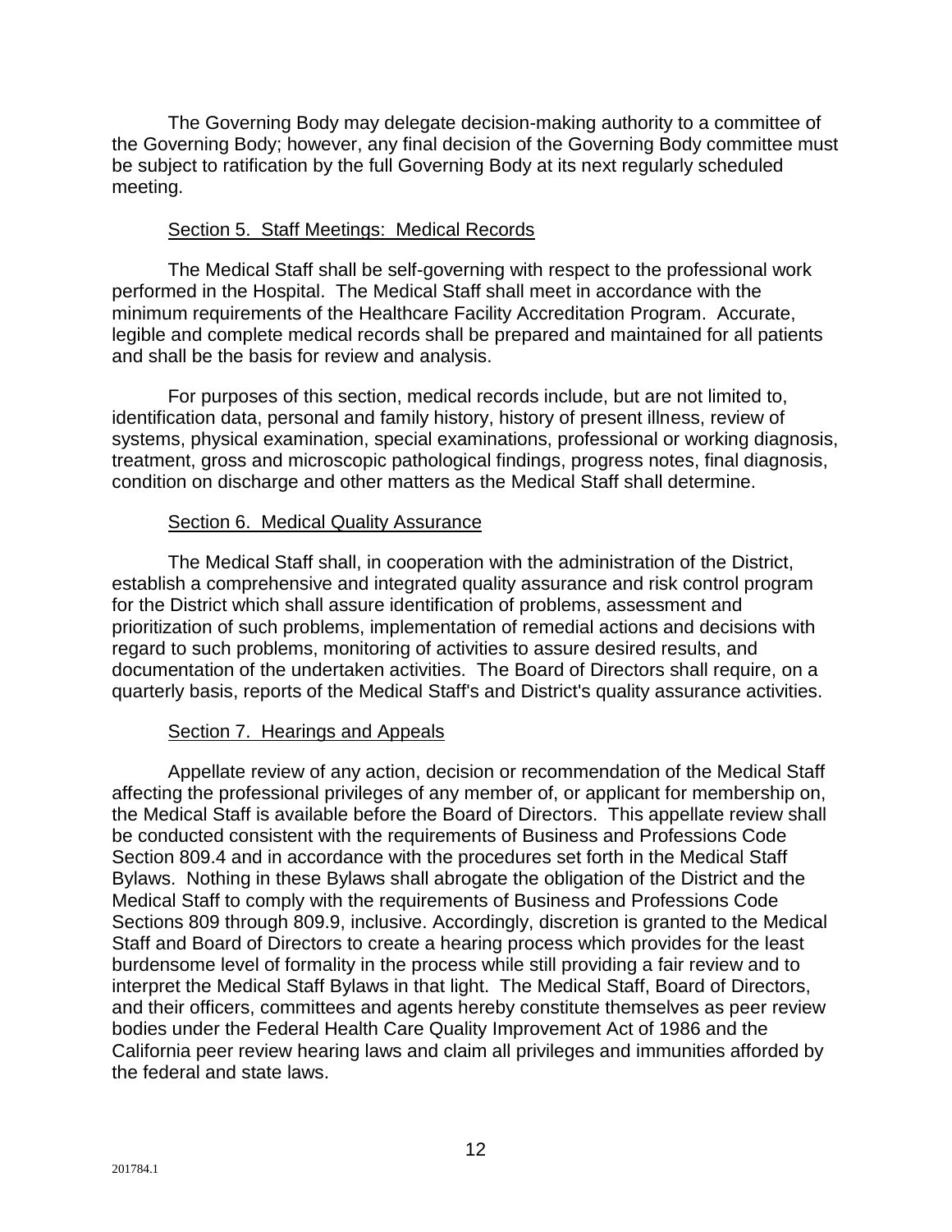The Governing Body may delegate decision-making authority to a committee of the Governing Body; however, any final decision of the Governing Body committee must be subject to ratification by the full Governing Body at its next regularly scheduled meeting.

Section 5. Staff Meetings: Medical Records

The Medical Staff shall be self-governing with respect to the professional work performed in the Hospital. The Medical Staff shall meet in accordance with the minimum requirements of the Healthcare Facility Accreditation Program. Accurate, legible and complete medical records shall be prepared and maintained for all patients and shall be the basis for review and analysis.

For purposes of this section, medical records include, but are not limited to, identification data, personal and family history, history of present illness, review of systems, physical examination, special examinations, professional or working diagnosis, treatment, gross and microscopic pathological findings, progress notes, final diagnosis, condition on discharge and other matters as the Medical Staff shall determine.

Section 6. Medical Quality Assurance

The Medical Staff shall, in cooperation with the administration of the District, establish a comprehensive and integrated quality assurance and risk control program for the District which shall assure identification of problems, assessment and prioritization of such problems, implementation of remedial actions and decisions with regard to such problems, monitoring of activities to assure desired results, and documentation of the undertaken activities. The Board of Directors shall require, on a quarterly basis, reports of the Medical Staff's and District's quality assurance activities.

Section 7. Hearings and Appeals

Appellate review of any action, decision or recommendation of the Medical Staff affecting the professional privileges of any member of, or applicant for membership on, the Medical Staff is available before the Board of Directors. This appellate review shall be conducted consistent with the requirements of Business and Professions Code Section 809.4 and in accordance with the procedures set forth in the Medical Staff Bylaws. Nothing in these Bylaws shall abrogate the obligation of the District and the Medical Staff to comply with the requirements of Business and Professions Code Sections 809 through 809.9, inclusive. Accordingly, discretion is granted to the Medical Staff and Board of Directors to create a hearing process which provides for the least burdensome level of formality in the process while still providing a fair review and to interpret the Medical Staff Bylaws in that light. The Medical Staff, Board of Directors, and their officers, committees and agents hereby constitute themselves as peer review bodies under the Federal Health Care Quality Improvement Act of 1986 and the California peer review hearing laws and claim all privileges and immunities afforded by the federal and state laws.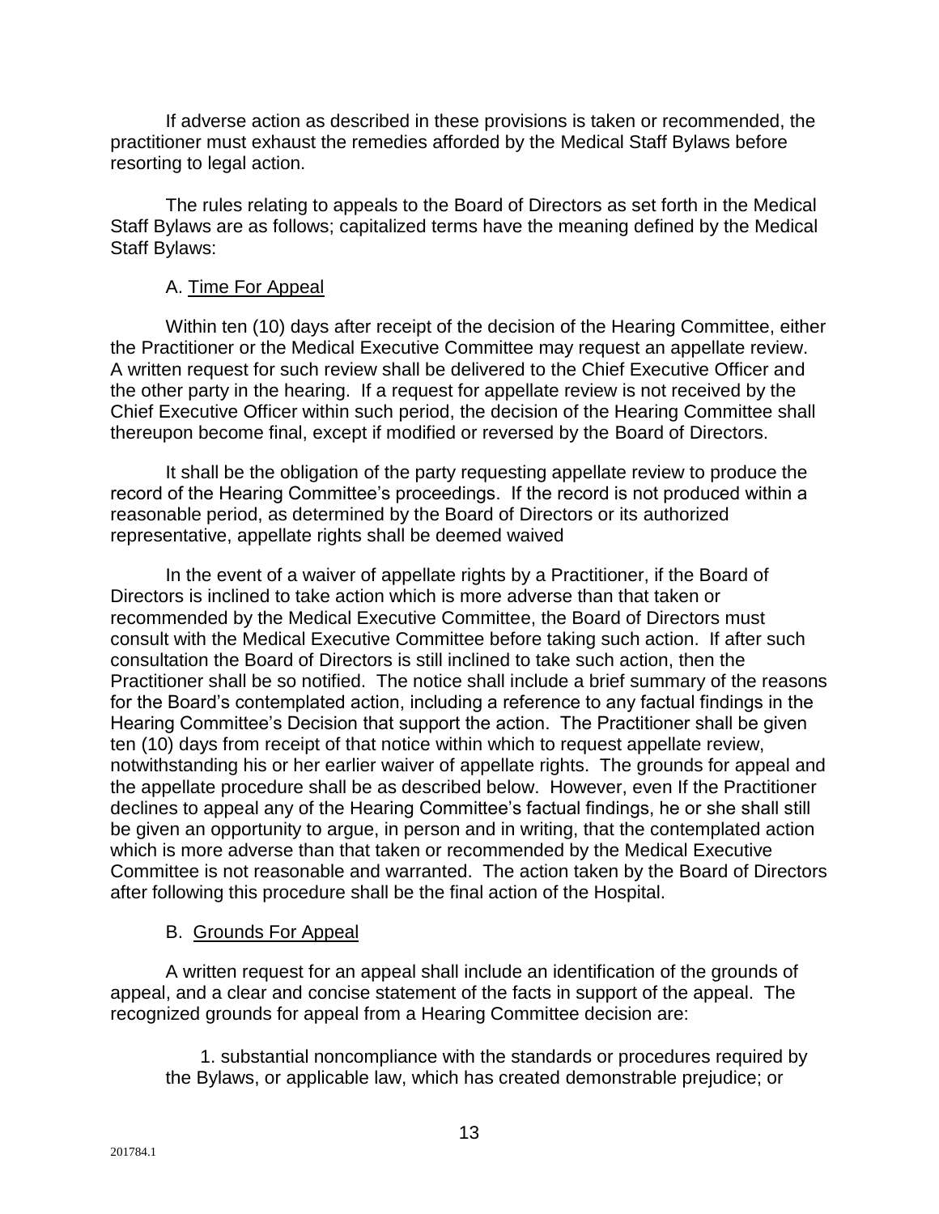If adverse action as described in these provisions is taken or recommended, the practitioner must exhaust the remedies afforded by the Medical Staff Bylaws before resorting to legal action.

The rules relating to appeals to the Board of Directors as set forth in the Medical Staff Bylaws are as follows; capitalized terms have the meaning defined by the Medical Staff Bylaws:

A. <u>Time For Appeal</u>

Within ten (10) days after receipt of the decision of the Hearing Committee, either the Practitioner or the Medical Executive Committee may request an appellate review. A written request for such review shall be delivered to the Chief Executive Officer and the other party in the hearing. If a request for appellate review is not received by the Chief Executive Officer within such period, the decision of the Hearing Committee shall thereupon become final, except if modified or reversed by the Board of Directors.

It shall be the obligation of the party requesting appellate review to produce the record of the Hearing Committee's proceedings. If the record is not produced within a reasonable period, as determined by the Board of Directors or its authorized representative, appellate rights shall be deemed waived

In the event of a waiver of appellate rights by a Practitioner, if the Board of Directors is inclined to take action which is more adverse than that taken or recommended by the Medical Executive Committee, the Board of Directors must consult with the Medical Executive Committee before taking such action. If after such consultation the Board of Directors is still inclined to take such action, then the Practitioner shall be so notified. The notice shall include a brief summary of the reasons for the Board's contemplated action, including a reference to any factual findings in the Hearing Committee's Decision that support the action. The Practitioner shall be given ten (10) days from receipt of that notice within which to request appellate review, notwithstanding his or her earlier waiver of appellate rights. The grounds for appeal and the appellate procedure shall be as described below. However, even If the Practitioner declines to appeal any of the Hearing Committee's factual findings, he or she shall still be given an opportunity to argue, in person and in writing, that the contemplated action which is more adverse than that taken or recommended by the Medical Executive Committee is not reasonable and warranted. The action taken by the Board of Directors after following this procedure shall be the final action of the Hospital.

B. <u>Grounds For Appeal</u>

A written request for an appeal shall include an identification of the grounds of appeal, and a clear and concise statement of the facts in support of the appeal. The recognized grounds for appeal from a Hearing Committee decision are:

1. substantial noncompliance with the standards or procedures required by the Bylaws, or applicable law, which has created demonstrable prejudice; or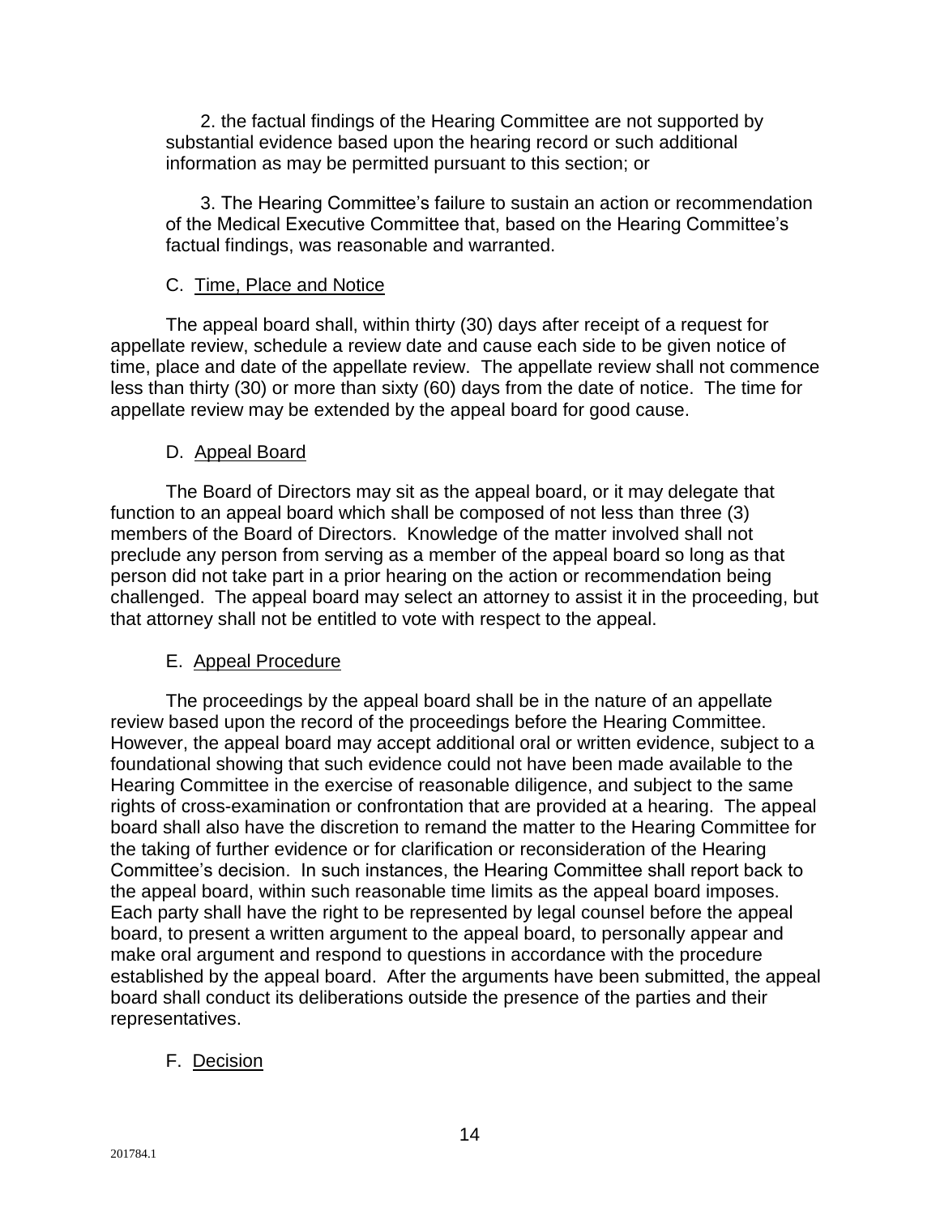2. the factual findings of the Hearing Committee are not supported by substantial evidence based upon the hearing record or such additional information as may be permitted pursuant to this section; or

3. The Hearing Committee's failure to sustain an action or recommendation of the Medical Executive Committee that, based on the Hearing Committee's factual findings, was reasonable and warranted.

### C. Time, Place and Notice

The appeal board shall, within thirty (30) days after receipt of a request for appellate review, schedule a review date and cause each side to be given notice of time, place and date of the appellate review. The appellate review shall not commence less than thirty (30) or more than sixty (60) days from the date of notice. The time for appellate review may be extended by the appeal board for good cause.

### D. Appeal Board

The Board of Directors may sit as the appeal board, or it may delegate that function to an appeal board which shall be composed of not less than three (3) members of the Board of Directors. Knowledge of the matter involved shall not preclude any person from serving as a member of the appeal board so long as that person did not take part in a prior hearing on the action or recommendation being challenged. The appeal board may select an attorney to assist it in the proceeding, but that attorney shall not be entitled to vote with respect to the appeal.

### E. Appeal Procedure

The proceedings by the appeal board shall be in the nature of an appellate review based upon the record of the proceedings before the Hearing Committee. However, the appeal board may accept additional oral or written evidence, subject to a foundational showing that such evidence could not have been made available to the Hearing Committee in the exercise of reasonable diligence, and subject to the same rights of cross-examination or confrontation that are provided at a hearing. The appeal board shall also have the discretion to remand the matter to the Hearing Committee for the taking of further evidence or for clarification or reconsideration of the Hearing Committee's decision. In such instances, the Hearing Committee shall report back to the appeal board, within such reasonable time limits as the appeal board imposes. Each party shall have the right to be represented by legal counsel before the appeal board, to present a written argument to the appeal board, to personally appear and make oral argument and respond to questions in accordance with the procedure established by the appeal board. After the arguments have been submitted, the appeal board shall conduct its deliberations outside the presence of the parties and their representatives.

### F. Decision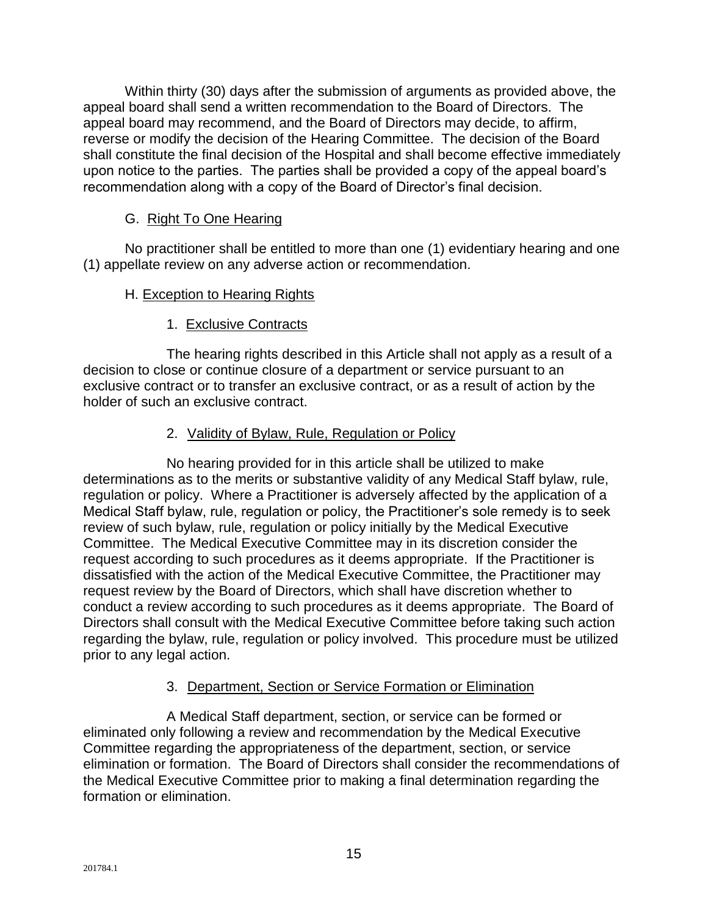Within thirty (30) days after the submission of arguments as provided above, the appeal board shall send a written recommendation to the Board of Directors. The appeal board may recommend, and the Board of Directors may decide, to affirm, reverse or modify the decision of the Hearing Committee. The decision of the Board shall constitute the final decision of the Hospital and shall become effective immediately upon notice to the parties. The parties shall be provided a copy of the appeal board's recommendation along with a copy of the Board of Director's final decision.

G. Right To One Hearing

No practitioner shall be entitled to more than one (1) evidentiary hearing and one (1) appellate review on any adverse action or recommendation.

H. Exception to Hearing Rights

1. Exclusive Contracts

The hearing rights described in this Article shall not apply as a result of a decision to close or continue closure of a department or service pursuant to an exclusive contract or to transfer an exclusive contract, or as a result of action by the holder of such an exclusive contract.

2. Validity of Bylaw, Rule, Regulation or Policy

No hearing provided for in this article shall be utilized to make determinations as to the merits or substantive validity of any Medical Staff bylaw, rule, regulation or policy. Where a Practitioner is adversely affected by the application of a Medical Staff bylaw, rule, regulation or policy, the Practitioner's sole remedy is to seek review of such bylaw, rule, regulation or policy initially by the Medical Executive Committee. The Medical Executive Committee may in its discretion consider the request according to such procedures as it deems appropriate. If the Practitioner is dissatisfied with the action of the Medical Executive Committee, the Practitioner may request review by the Board of Directors, which shall have discretion whether to conduct a review according to such procedures as it deems appropriate. The Board of Directors shall consult with the Medical Executive Committee before taking such action regarding the bylaw, rule, regulation or policy involved. This procedure must be utilized prior to any legal action.

3. Department, Section or Service Formation or Elimination

A Medical Staff department, section, or service can be formed or eliminated only following a review and recommendation by the Medical Executive Committee regarding the appropriateness of the department, section, or service elimination or formation. The Board of Directors shall consider the recommendations of the Medical Executive Committee prior to making a final determination regarding the formation or elimination.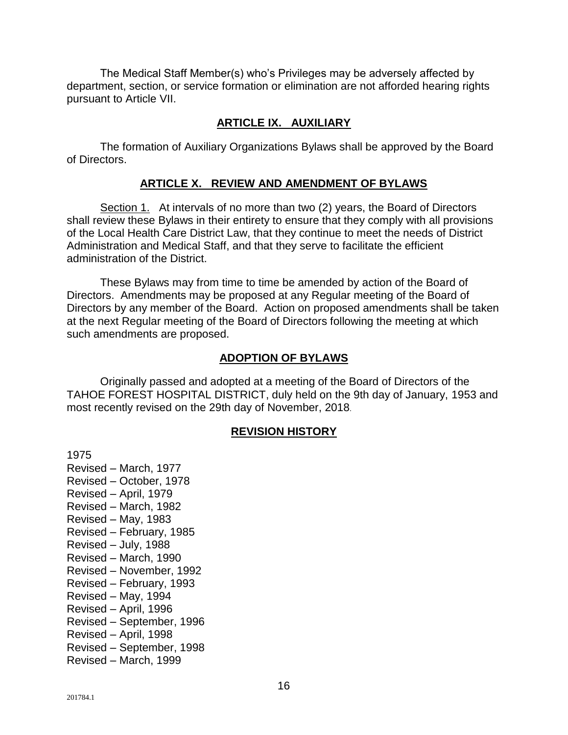The Medical Staff Member(s) who's Privileges may be adversely affected by department, section, or service formation or elimination are not afforded hearing rights pursuant to Article VII.

## ARTICLE IX. AUXILIARY

The formation of Auxiliary Organizations Bylaws shall be approved by the Board of Directors.

## ARTICLE X. REVIEW AND AMENDMENT OF BYLAWS

Section 1. At intervals of no more than two (2) years, the Board of Directors shall review these Bylaws in their entirety to ensure that they comply with all provisions of the Local Health Care District Law, that they continue to meet the needs of District Administration and Medical Staff, and that they serve to facilitate the efficient administration of the District.

These Bylaws may from time to time be amended by action of the Board of Directors. Amendments may be proposed at any Regular meeting of the Board of Directors by any member of the Board. Action on proposed amendments shall be taken at the next Regular meeting of the Board of Directors following the meeting at which such amendments are proposed.

## ADOPTION OF BYLAWS

Originally passed and adopted at a meeting of the Board of Directors of the TAHOE FOREST HOSPITAL DISTRICT, duly held on the 9th day of January, 1953 and most recently revised on the 29th day of November, 2018.

## REVISION HISTORY

1975
Revised – March, 1977
Revised – October, 1978
Revised – April, 1979
Revised – March, 1982
Revised – May, 1983
Revised – February, 1985
Revised – July, 1988
Revised – March, 1990
Revised – November, 1992
Revised – February, 1993
Revised – May, 1994
Revised – April, 1996
Revised – September, 1996
Revised – April, 1998
Revised – September, 1998
Revised – March, 1999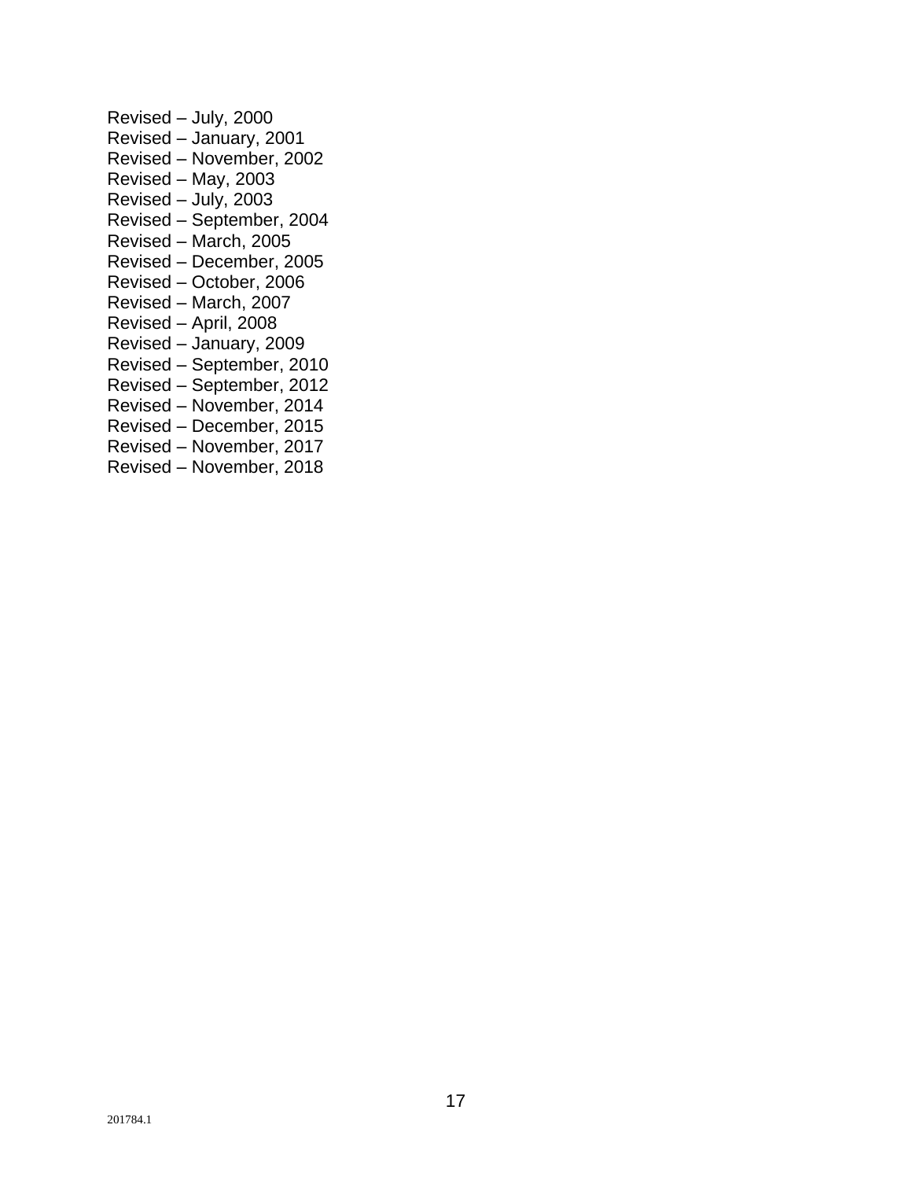Revised – July, 2000
Revised – January, 2001
Revised – November, 2002
Revised – May, 2003
Revised – July, 2003
Revised – September, 2004
Revised – March, 2005
Revised – December, 2005
Revised – October, 2006
Revised – March, 2007
Revised – April, 2008
Revised – January, 2009
Revised – September, 2010
Revised – September, 2012
Revised – November, 2014
Revised – December, 2015
Revised – November, 2017
Revised – November, 2018